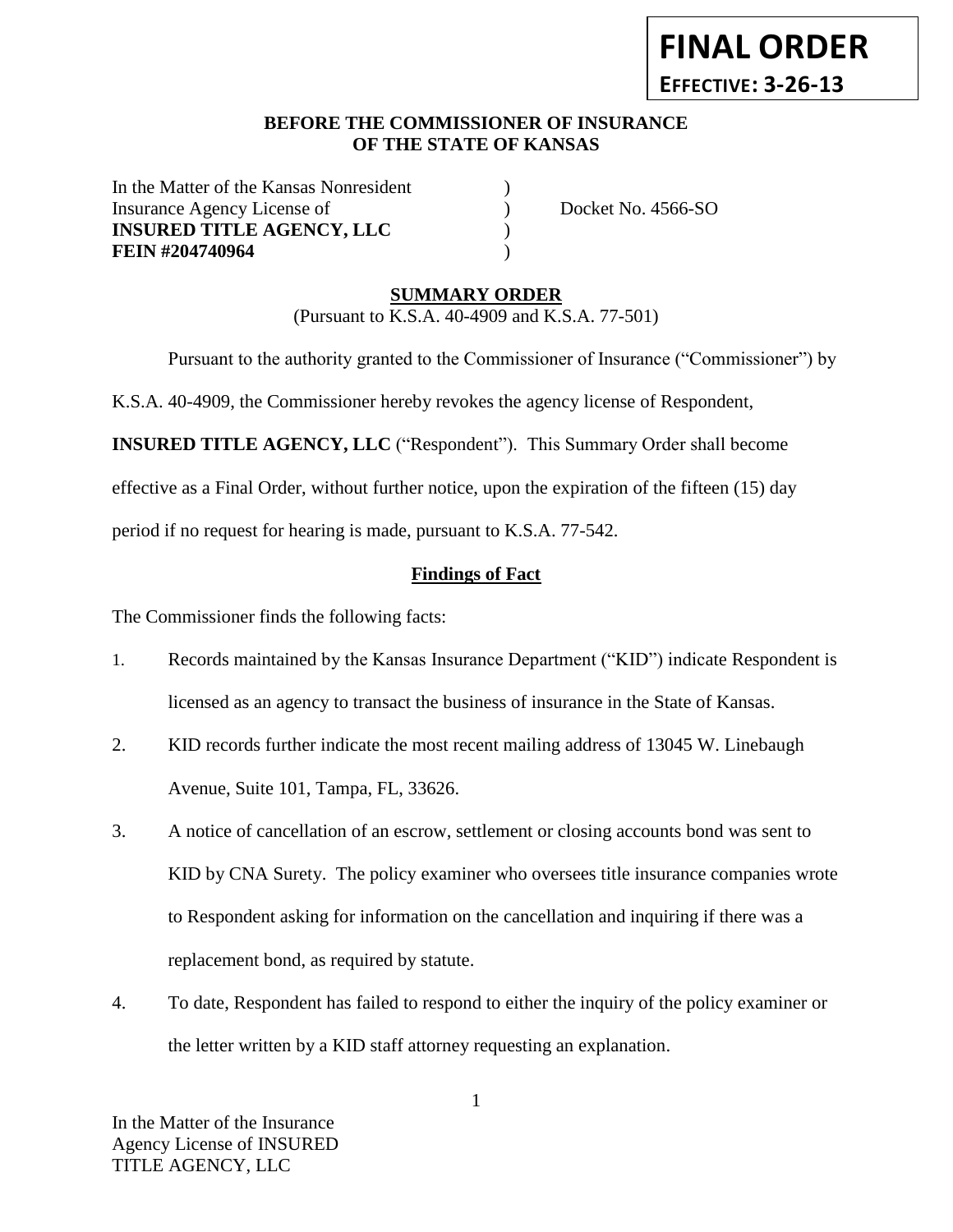**FINAL ORDER**

**EFFECTIVE: 3-26-13**

**BEFORE THE COMMISSIONER OF INSURANCE**
**OF THE STATE OF KANSAS**

| | | |
|---|---|---|
| In the Matter of the Kansas Nonresident | ) | |
| Insurance Agency License of | ) | Docket No. 4566-SO |
| **INSURED TITLE AGENCY, LLC** | ) | |
| **FEIN #204740964** | ) | |

## SUMMARY ORDER

(Pursuant to K.S.A. 40-4909 and K.S.A. 77-501)

Pursuant to the authority granted to the Commissioner of Insurance ("Commissioner") by K.S.A. 40-4909, the Commissioner hereby revokes the agency license of Respondent, **INSURED TITLE AGENCY, LLC** ("Respondent"). This Summary Order shall become effective as a Final Order, without further notice, upon the expiration of the fifteen (15) day period if no request for hearing is made, pursuant to K.S.A. 77-542.

### Findings of Fact

The Commissioner finds the following facts:

1. Records maintained by the Kansas Insurance Department ("KID") indicate Respondent is licensed as an agency to transact the business of insurance in the State of Kansas.
2. KID records further indicate the most recent mailing address of 13045 W. Linebaugh Avenue, Suite 101, Tampa, FL, 33626.
3. A notice of cancellation of an escrow, settlement or closing accounts bond was sent to KID by CNA Surety. The policy examiner who oversees title insurance companies wrote to Respondent asking for information on the cancellation and inquiring if there was a replacement bond, as required by statute.
4. To date, Respondent has failed to respond to either the inquiry of the policy examiner or the letter written by a KID staff attorney requesting an explanation.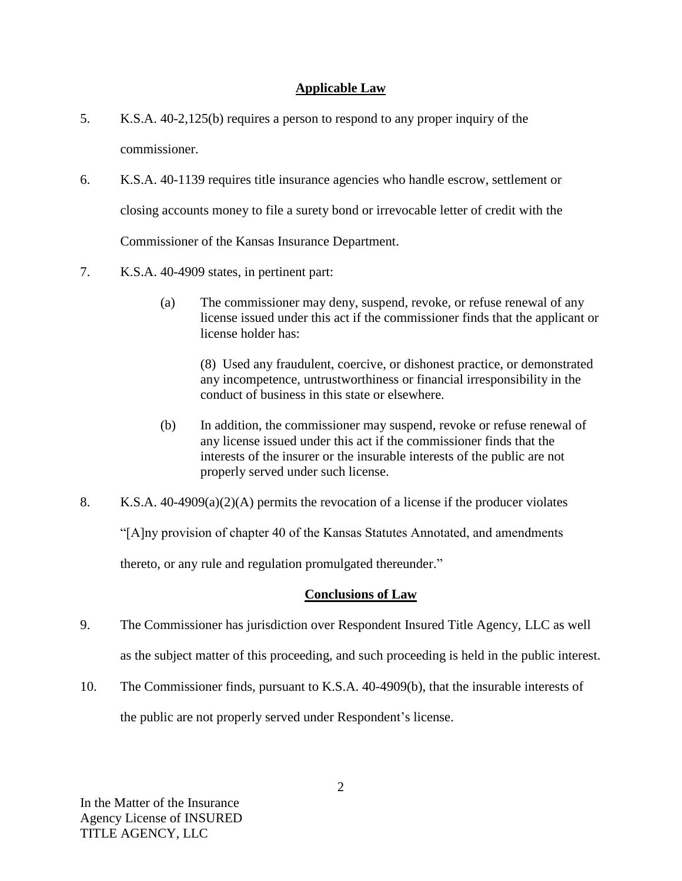## Applicable Law

5. K.S.A. 40-2,125(b) requires a person to respond to any proper inquiry of the commissioner.

6. K.S.A. 40-1139 requires title insurance agencies who handle escrow, settlement or closing accounts money to file a surety bond or irrevocable letter of credit with the Commissioner of the Kansas Insurance Department.

7. K.S.A. 40-4909 states, in pertinent part:

   (a) The commissioner may deny, suspend, revoke, or refuse renewal of any license issued under this act if the commissioner finds that the applicant or license holder has:

   (8) Used any fraudulent, coercive, or dishonest practice, or demonstrated any incompetence, untrustworthiness or financial irresponsibility in the conduct of business in this state or elsewhere.

   (b) In addition, the commissioner may suspend, revoke or refuse renewal of any license issued under this act if the commissioner finds that the interests of the insurer or the insurable interests of the public are not properly served under such license.

8. K.S.A. 40-4909(a)(2)(A) permits the revocation of a license if the producer violates "[A]ny provision of chapter 40 of the Kansas Statutes Annotated, and amendments thereto, or any rule and regulation promulgated thereunder."

## Conclusions of Law

9. The Commissioner has jurisdiction over Respondent Insured Title Agency, LLC as well as the subject matter of this proceeding, and such proceeding is held in the public interest.

10. The Commissioner finds, pursuant to K.S.A. 40-4909(b), that the insurable interests of the public are not properly served under Respondent's license.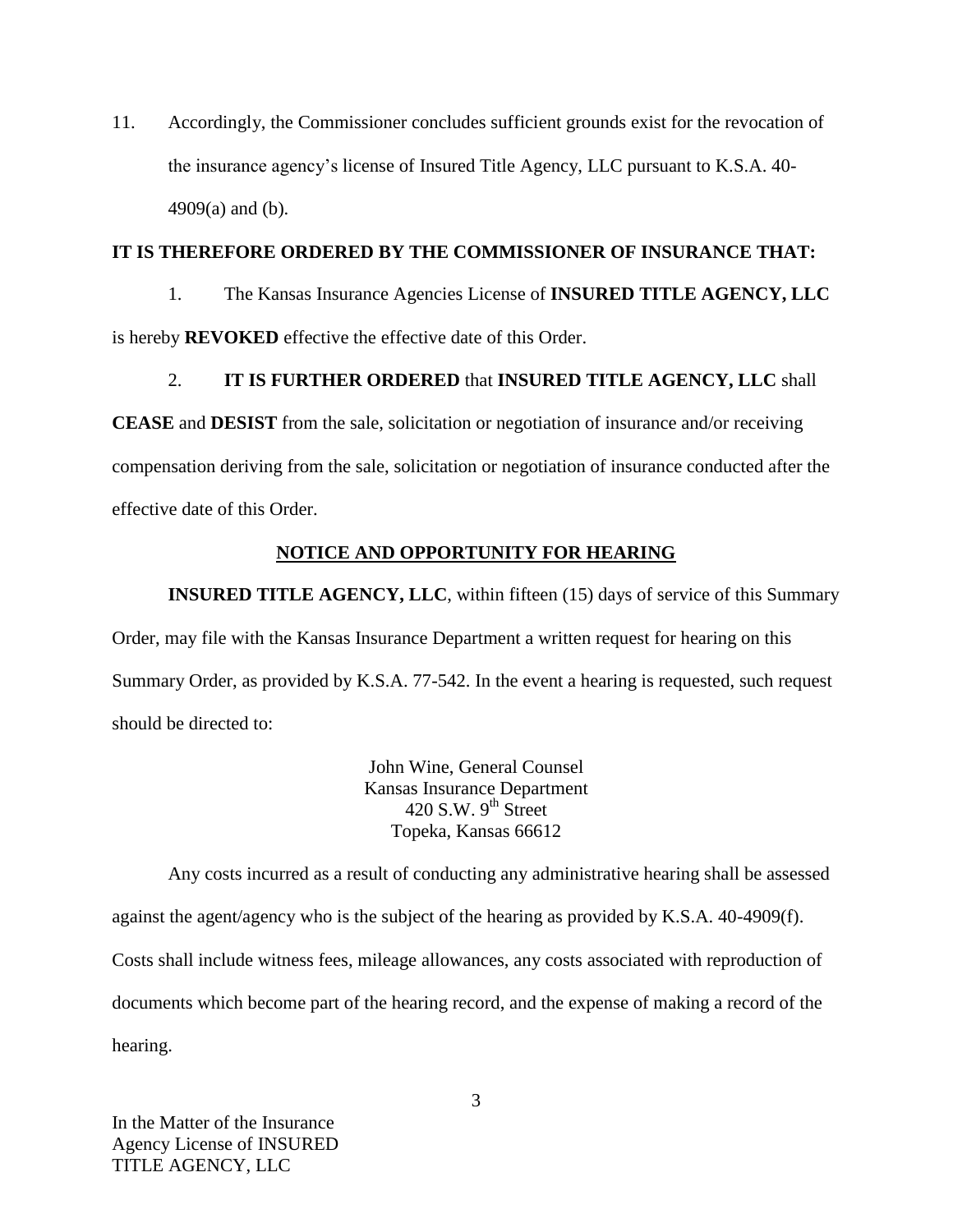11. Accordingly, the Commissioner concludes sufficient grounds exist for the revocation of the insurance agency's license of Insured Title Agency, LLC pursuant to K.S.A. 40-4909(a) and (b).

**IT IS THEREFORE ORDERED BY THE COMMISSIONER OF INSURANCE THAT:**

1. The Kansas Insurance Agencies License of **INSURED TITLE AGENCY, LLC** is hereby **REVOKED** effective the effective date of this Order.

2. **IT IS FURTHER ORDERED** that **INSURED TITLE AGENCY, LLC** shall **CEASE** and **DESIST** from the sale, solicitation or negotiation of insurance and/or receiving compensation deriving from the sale, solicitation or negotiation of insurance conducted after the effective date of this Order.

## NOTICE AND OPPORTUNITY FOR HEARING

**INSURED TITLE AGENCY, LLC**, within fifteen (15) days of service of this Summary Order, may file with the Kansas Insurance Department a written request for hearing on this Summary Order, as provided by K.S.A. 77-542. In the event a hearing is requested, such request should be directed to:

John Wine, General Counsel
Kansas Insurance Department
420 S.W. 9th Street
Topeka, Kansas 66612

Any costs incurred as a result of conducting any administrative hearing shall be assessed against the agent/agency who is the subject of the hearing as provided by K.S.A. 40-4909(f). Costs shall include witness fees, mileage allowances, any costs associated with reproduction of documents which become part of the hearing record, and the expense of making a record of the hearing.

In the Matter of the Insurance
Agency License of INSURED
TITLE AGENCY, LLC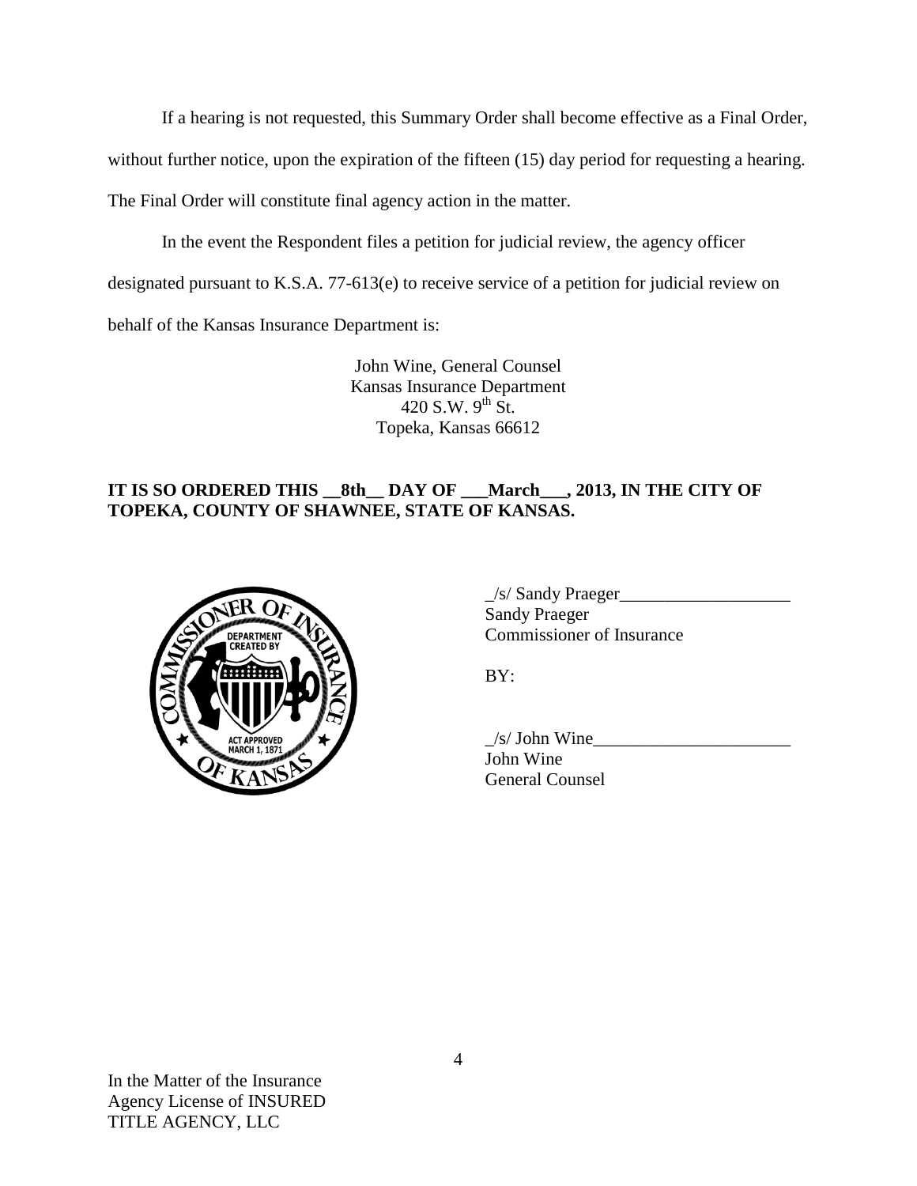If a hearing is not requested, this Summary Order shall become effective as a Final Order, without further notice, upon the expiration of the fifteen (15) day period for requesting a hearing. The Final Order will constitute final agency action in the matter.

In the event the Respondent files a petition for judicial review, the agency officer designated pursuant to K.S.A. 77-613(e) to receive service of a petition for judicial review on behalf of the Kansas Insurance Department is:

John Wine, General Counsel
Kansas Insurance Department
420 S.W. 9th St.
Topeka, Kansas 66612

**IT IS SO ORDERED THIS __8th__ DAY OF ___March___, 2013, IN THE CITY OF TOPEKA, COUNTY OF SHAWNEE, STATE OF KANSAS.**

_/s/ Sandy Praeger___________________
Sandy Praeger
Commissioner of Insurance

BY:

_/s/ John Wine______________________
John Wine
General Counsel

In the Matter of the Insurance
Agency License of INSURED
TITLE AGENCY, LLC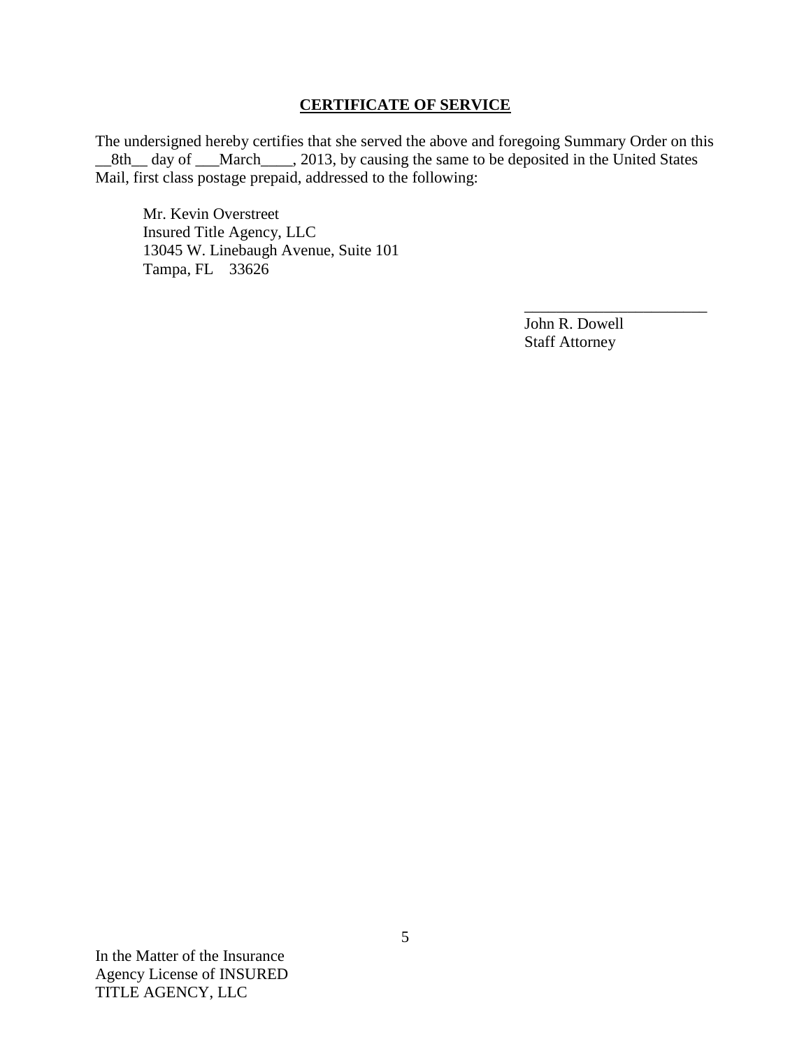## CERTIFICATE OF SERVICE

The undersigned hereby certifies that she served the above and foregoing Summary Order on this __8th__ day of ___March____, 2013, by causing the same to be deposited in the United States Mail, first class postage prepaid, addressed to the following:

Mr. Kevin Overstreet
Insured Title Agency, LLC
13045 W. Linebaugh Avenue, Suite 101
Tampa, FL 33626

_______________________
John R. Dowell
Staff Attorney

In the Matter of the Insurance Agency License of INSURED TITLE AGENCY, LLC